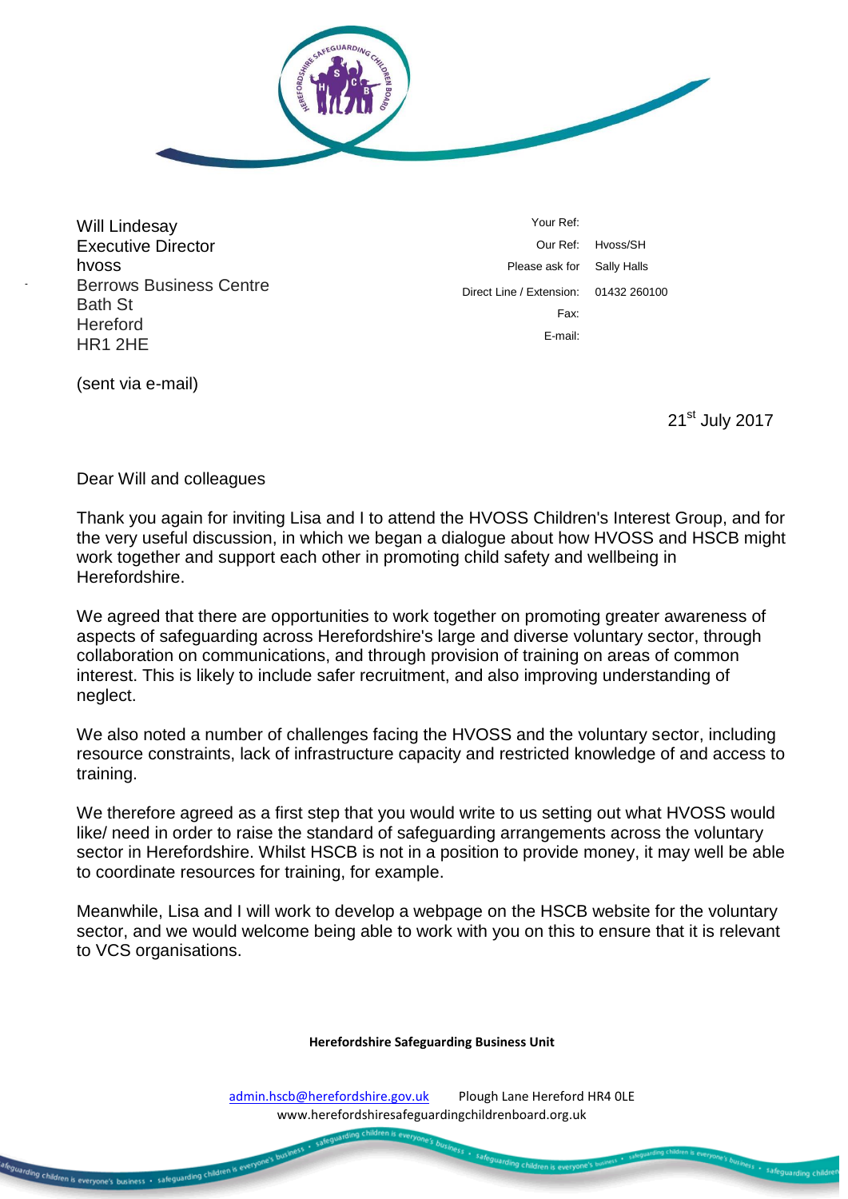Will Lindesay
Executive Director
hvoss
Berrows Business Centre
Bath St
Hereford
HR1 2HE

| | |
|---|---|
| Your Ref: | |
| Our Ref: | Hvoss/SH |
| Please ask for | Sally Halls |
| Direct Line / Extension: | 01432 260100 |
| Fax: | |
| E-mail: | |

(sent via e-mail)

21st July 2017

Dear Will and colleagues

Thank you again for inviting Lisa and I to attend the HVOSS Children's Interest Group, and for the very useful discussion, in which we began a dialogue about how HVOSS and HSCB might work together and support each other in promoting child safety and wellbeing in Herefordshire.

We agreed that there are opportunities to work together on promoting greater awareness of aspects of safeguarding across Herefordshire's large and diverse voluntary sector, through collaboration on communications, and through provision of training on areas of common interest. This is likely to include safer recruitment, and also improving understanding of neglect.

We also noted a number of challenges facing the HVOSS and the voluntary sector, including resource constraints, lack of infrastructure capacity and restricted knowledge of and access to training.

We therefore agreed as a first step that you would write to us setting out what HVOSS would like/ need in order to raise the standard of safeguarding arrangements across the voluntary sector in Herefordshire. Whilst HSCB is not in a position to provide money, it may well be able to coordinate resources for training, for example.

Meanwhile, Lisa and I will work to develop a webpage on the HSCB website for the voluntary sector, and we would welcome being able to work with you on this to ensure that it is relevant to VCS organisations.

**Herefordshire Safeguarding Business Unit**

admin.hscb@herefordshire.gov.uk Plough Lane Hereford HR4 0LE
www.herefordshiresafeguardingchildrenboard.org.uk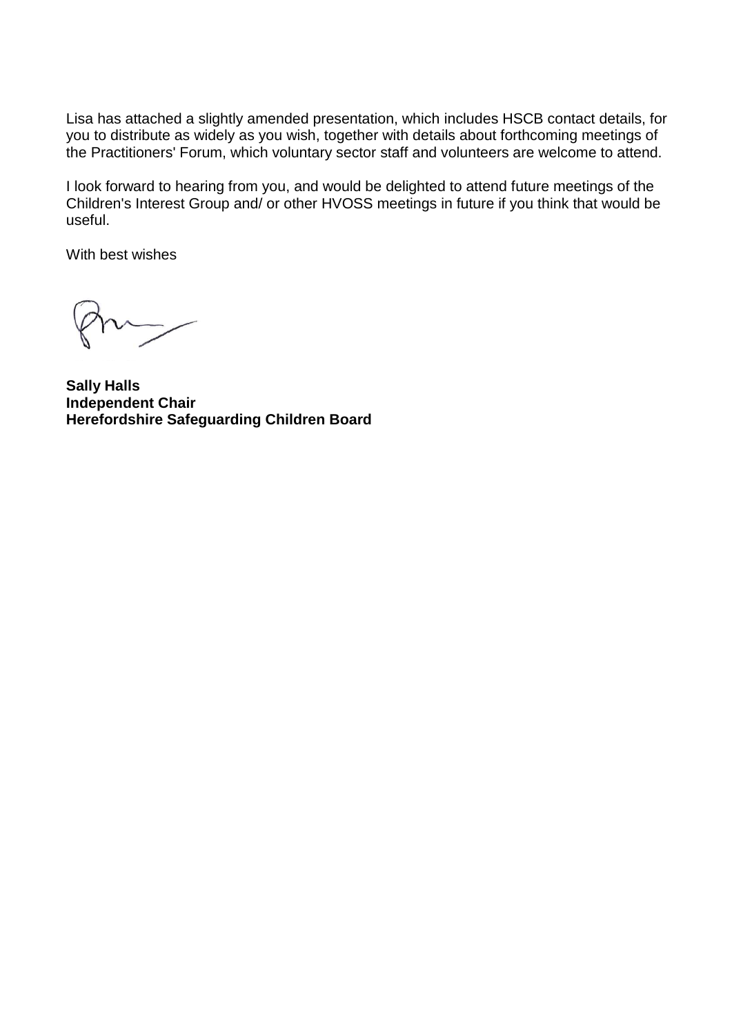Lisa has attached a slightly amended presentation, which includes HSCB contact details, for you to distribute as widely as you wish, together with details about forthcoming meetings of the Practitioners' Forum, which voluntary sector staff and volunteers are welcome to attend.

I look forward to hearing from you, and would be delighted to attend future meetings of the Children's Interest Group and/ or other HVOSS meetings in future if you think that would be useful.

With best wishes

**Sally Halls**
**Independent Chair**
**Herefordshire Safeguarding Children Board**